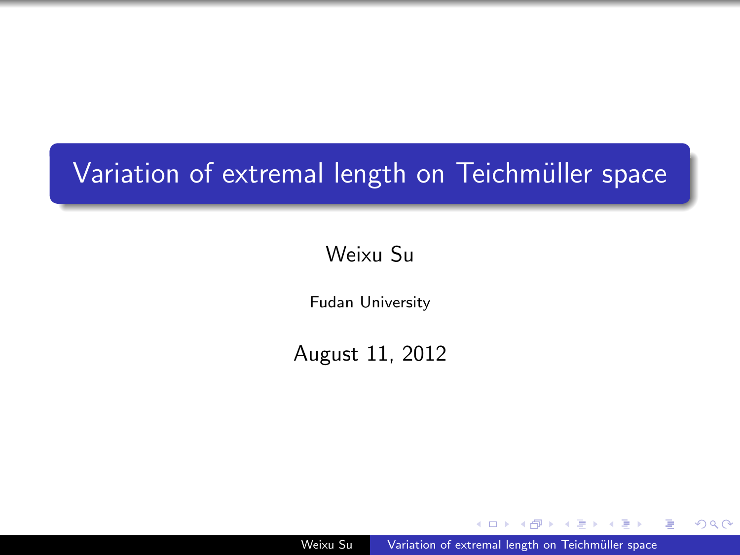# Variation of extremal length on Teichmüller space

Weixu Su

Fudan University

August 11, 2012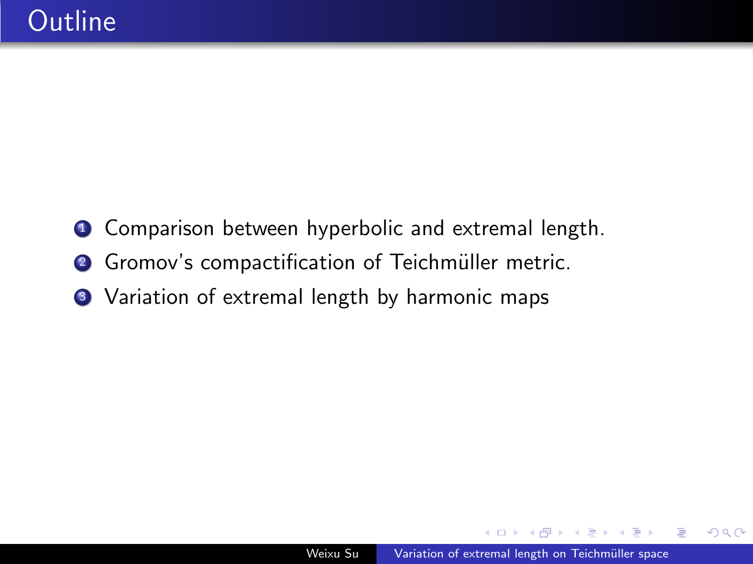# Outline

1. Comparison between hyperbolic and extremal length.
2. Gromov's compactification of Teichmüller metric.
3. Variation of extremal length by harmonic maps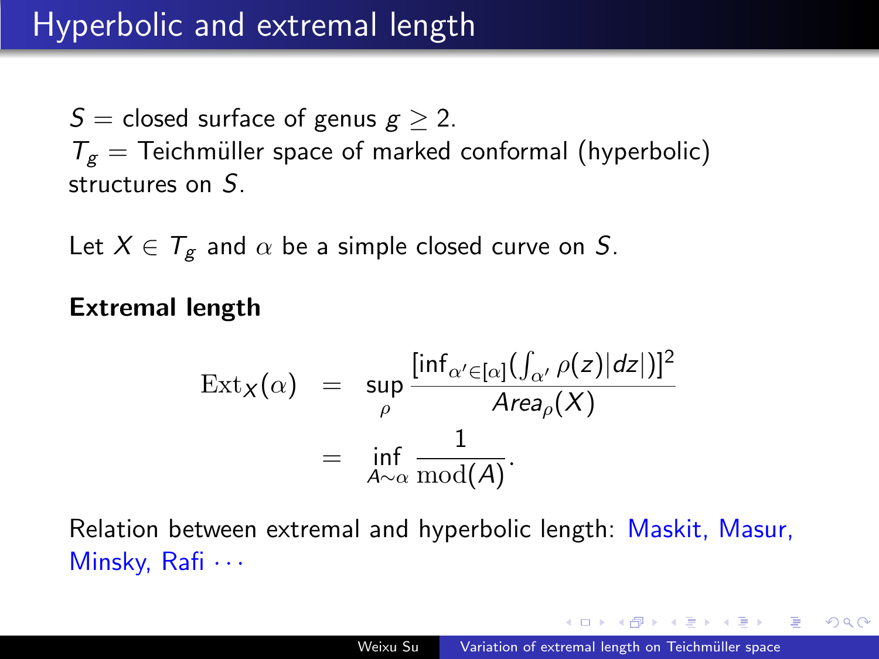# Hyperbolic and extremal length

$S =$ closed surface of genus $g \geq 2$.
$T_g =$ Teichmüller space of marked conformal (hyperbolic) structures on $S$.

Let $X \in T_g$ and $\alpha$ be a simple closed curve on $S$.

**Extremal length**

$$
\begin{aligned}
\mathrm{Ext}_X(\alpha) &= \sup_{\rho} \frac{[\inf_{\alpha' \in [\alpha]} (\int_{\alpha'} \rho(z)|dz|)]^2}{Area_\rho(X)} \\
&= \inf_{A \sim \alpha} \frac{1}{\mathrm{mod}(A)}.
\end{aligned}
$$

Relation between extremal and hyperbolic length: Maskit, Masur, Minsky, Rafi $\cdots$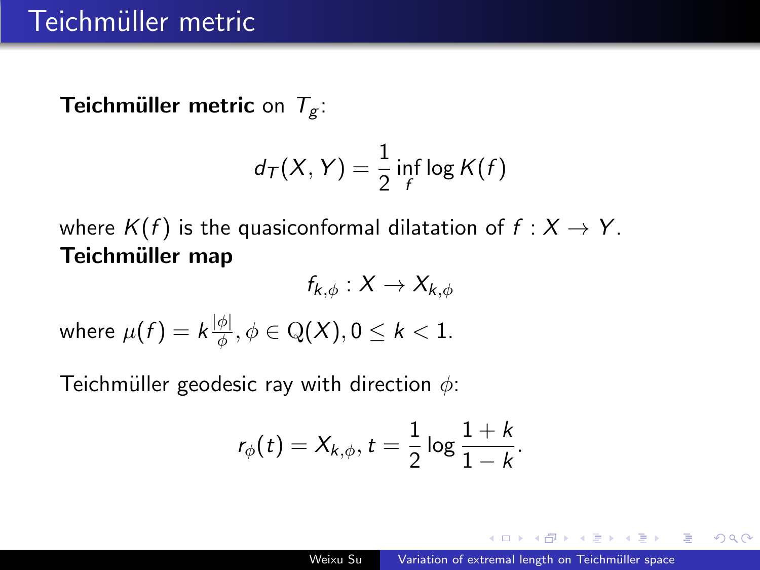# Teichmüller metric

**Teichmüller metric** on $T_g$:

$$d_T(X, Y) = \frac{1}{2} \inf_f \log K(f)$$

where $K(f)$ is the quasiconformal dilatation of $f : X \to Y$.
**Teichmüller map**

$$f_{k,\phi} : X \to X_{k,\phi}$$

where $\mu(f) = k\frac{|\phi|}{\phi}, \phi \in \mathrm{Q}(X), 0 \leq k < 1$.

Teichmüller geodesic ray with direction $\phi$:

$$r_\phi(t) = X_{k,\phi}, t = \frac{1}{2} \log \frac{1+k}{1-k}.$$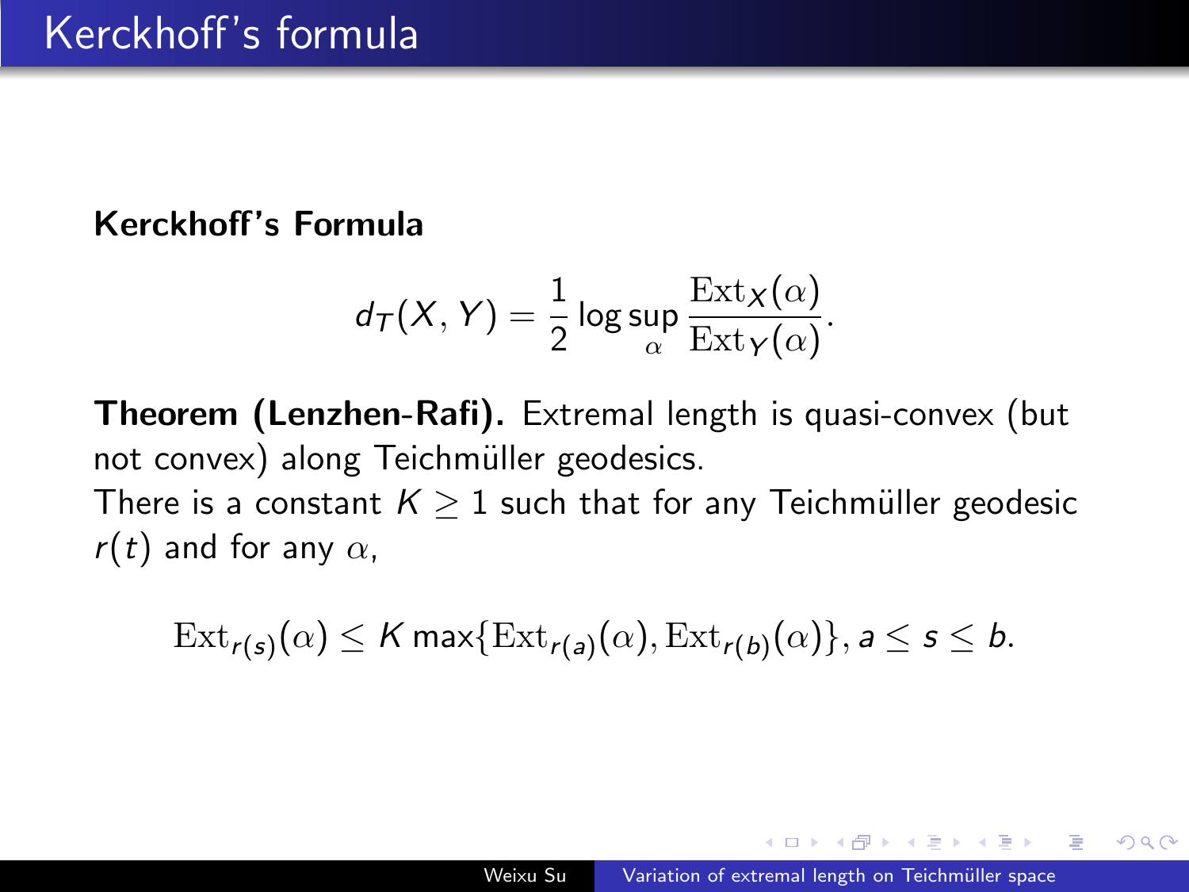# Kerckhoff's formula

**Kerckhoff's Formula**

$$d_T(X, Y) = \frac{1}{2} \log \sup_{\alpha} \frac{\mathrm{Ext}_X(\alpha)}{\mathrm{Ext}_Y(\alpha)}.$$

**Theorem (Lenzhen-Rafi).** Extremal length is quasi-convex (but not convex) along Teichmüller geodesics.
There is a constant $K \geq 1$ such that for any Teichmüller geodesic $r(t)$ and for any $\alpha$,

$$\mathrm{Ext}_{r(s)}(\alpha) \leq K \max\{\mathrm{Ext}_{r(a)}(\alpha), \mathrm{Ext}_{r(b)}(\alpha)\}, a \leq s \leq b.$$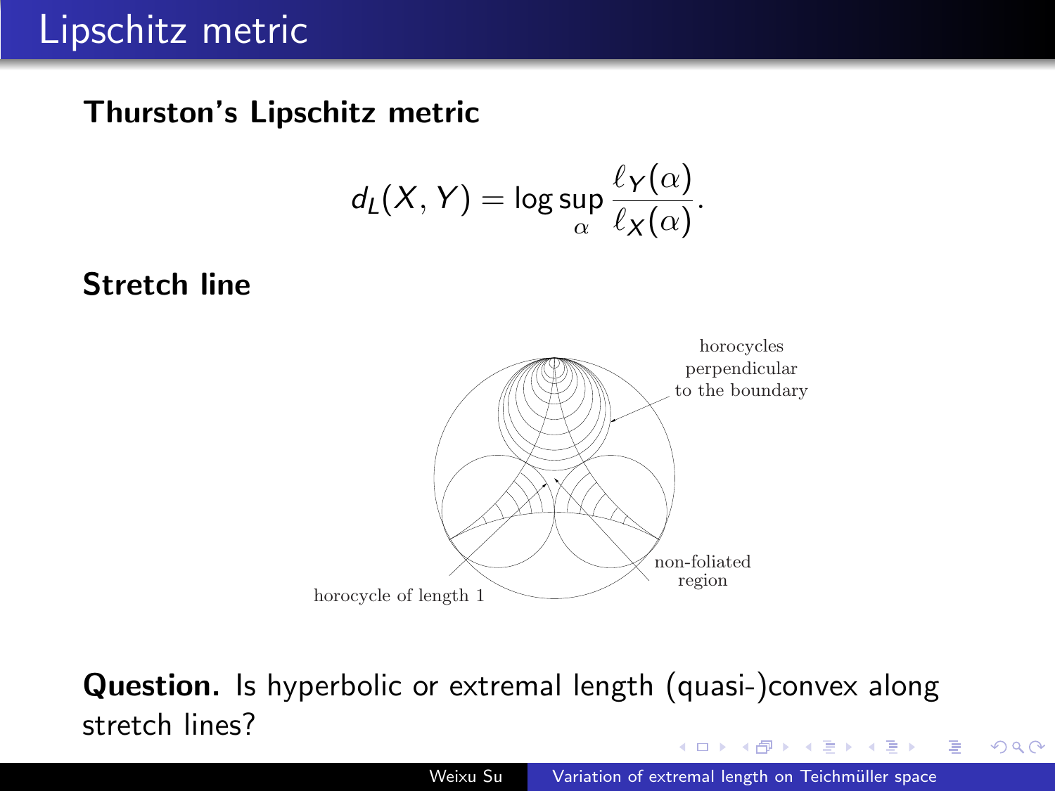# Lipschitz metric

**Thurston's Lipschitz metric**

$$d_L(X, Y) = \log \sup_{\alpha} \frac{\ell_Y(\alpha)}{\ell_X(\alpha)}.$$

**Stretch line**

horocycles perpendicular to the boundary

non-foliated region

horocycle of length 1

**Question.** Is hyperbolic or extremal length (quasi-)convex along stretch lines?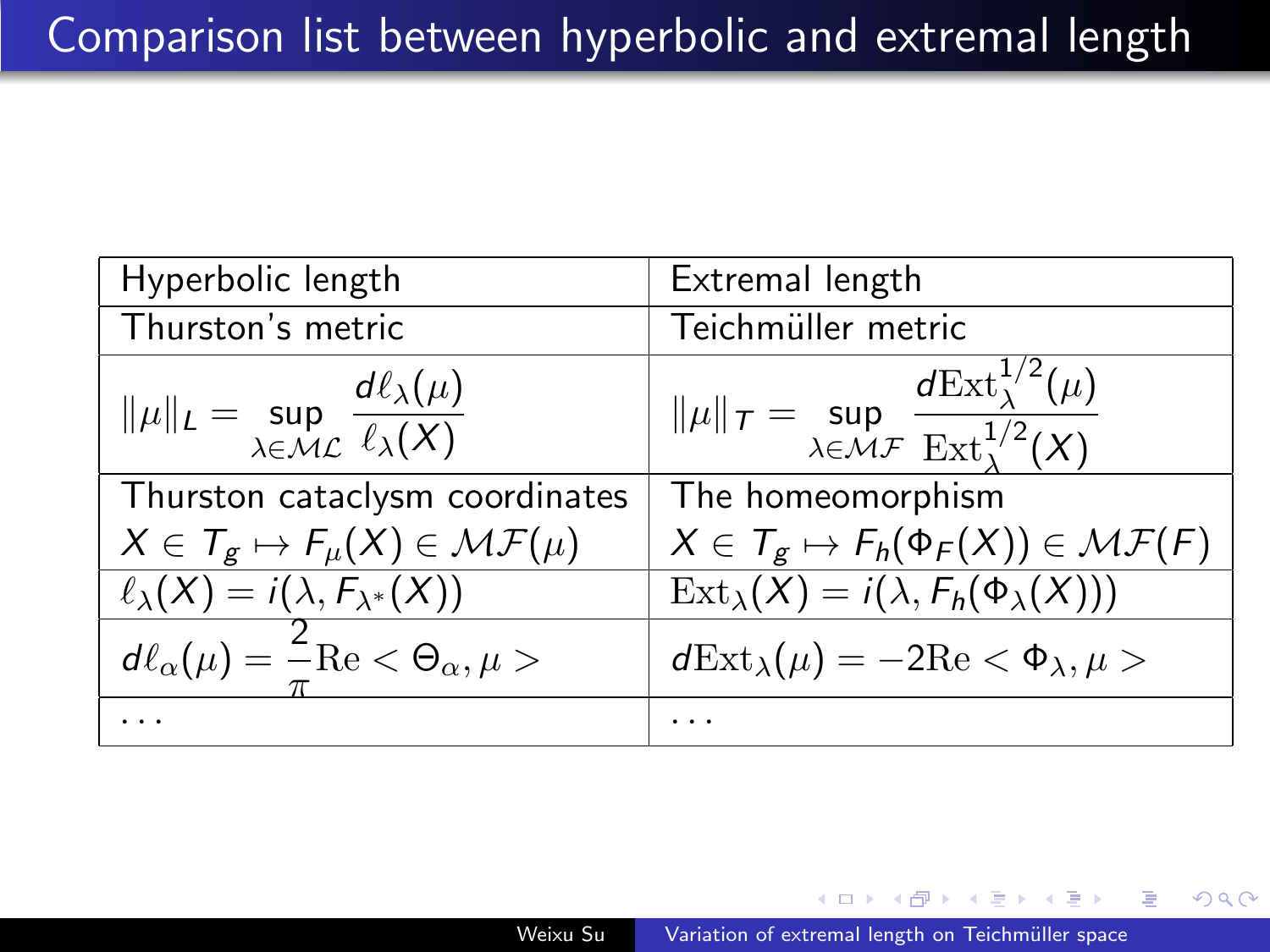# Comparison list between hyperbolic and extremal length

| Hyperbolic length | Extremal length |
|---|---|
| Thurston's metric | Teichmüller metric |
| $\|\mu\|_L = \sup_{\lambda \in \mathcal{ML}} \dfrac{d\ell_\lambda(\mu)}{\ell_\lambda(X)}$ | $\|\mu\|_T = \sup_{\lambda \in \mathcal{MF}} \dfrac{d\mathrm{Ext}_\lambda^{1/2}(\mu)}{\mathrm{Ext}_\lambda^{1/2}(X)}$ |
| Thurston cataclysm coordinates $X \in T_g \mapsto F_\mu(X) \in \mathcal{MF}(\mu)$ | The homeomorphism $X \in T_g \mapsto F_h(\Phi_F(X)) \in \mathcal{MF}(F)$ |
| $\ell_\lambda(X) = i(\lambda, F_{\lambda^*}(X))$ | $\mathrm{Ext}_\lambda(X) = i(\lambda, F_h(\Phi_\lambda(X)))$ |
| $d\ell_\alpha(\mu) = \dfrac{2}{\pi}\mathrm{Re} < \Theta_\alpha, \mu >$ | $d\mathrm{Ext}_\lambda(\mu) = -2\mathrm{Re} < \Phi_\lambda, \mu >$ |
| $\cdots$ | $\cdots$ |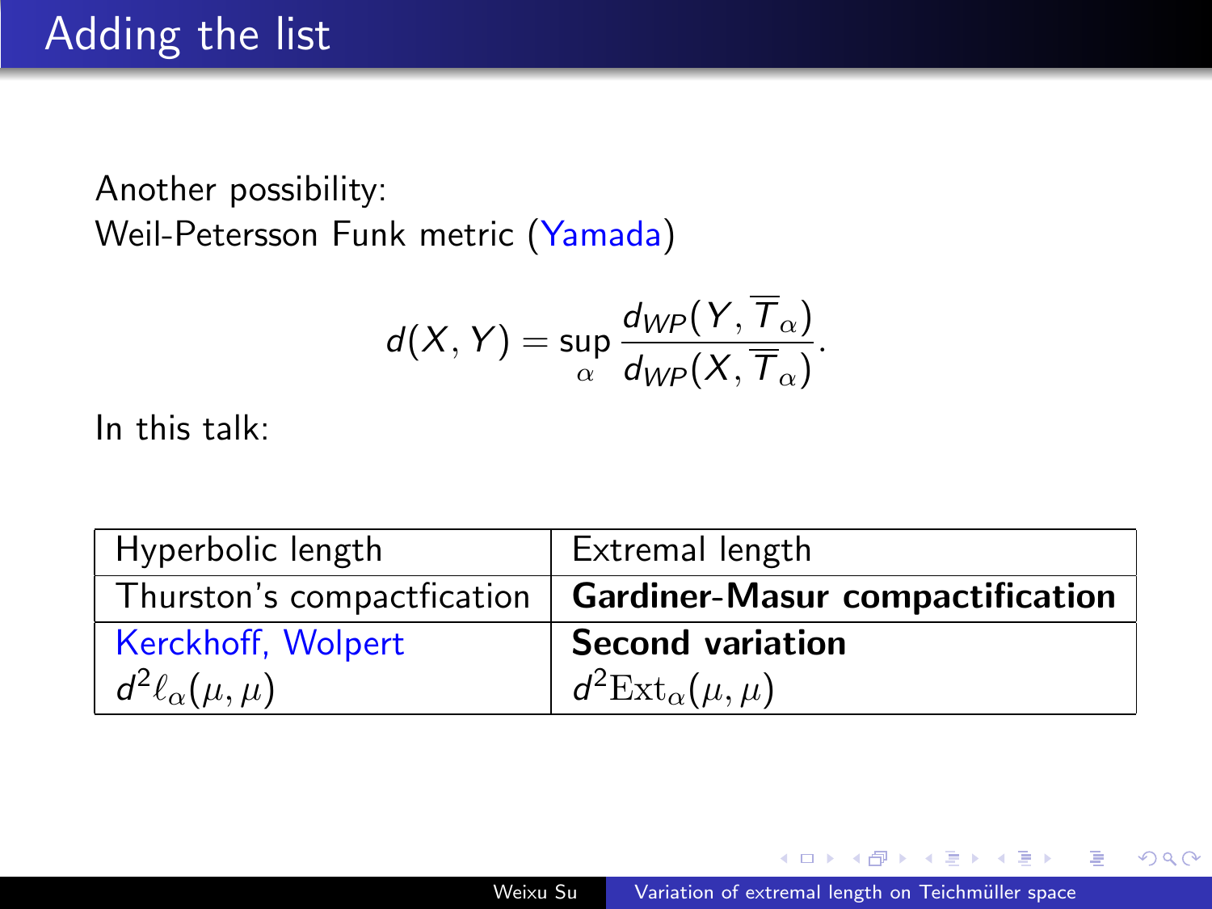# Adding the list

Another possibility:
Weil-Petersson Funk metric (Yamada)

$$d(X, Y) = \sup_{\alpha} \frac{d_{WP}(Y, \overline{T}_\alpha)}{d_{WP}(X, \overline{T}_\alpha)}.$$

In this talk:

| Hyperbolic length | Extremal length |
|---|---|
| Thurston's compactfication | **Gardiner-Masur compactification** |
| Kerckhoff, Wolpert $d^2\ell_\alpha(\mu,\mu)$ | **Second variation** $d^2\mathrm{Ext}_\alpha(\mu,\mu)$ |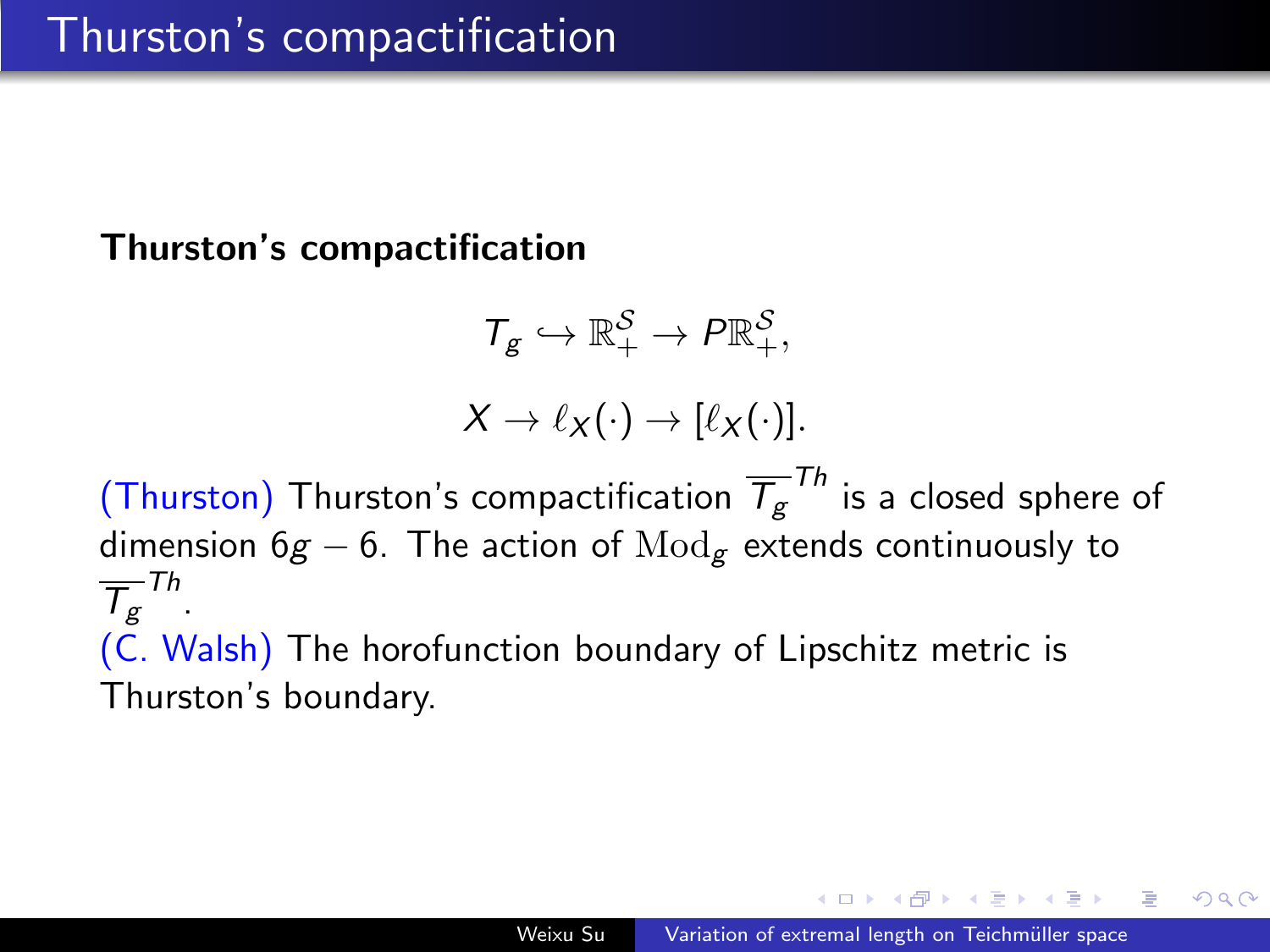# Thurston's compactification

**Thurston's compactification**

$$T_g \hookrightarrow \mathbb{R}_+^{\mathcal{S}} \to P\mathbb{R}_+^{\mathcal{S}},$$

$$X \to \ell_X(\cdot) \to [\ell_X(\cdot)].$$

(Thurston) Thurston's compactification $\overline{T_g}^{Th}$ is a closed sphere of dimension $6g-6$. The action of $\mathrm{Mod}_g$ extends continuously to $\overline{T_g}^{Th}$.

(C. Walsh) The horofunction boundary of Lipschitz metric is Thurston's boundary.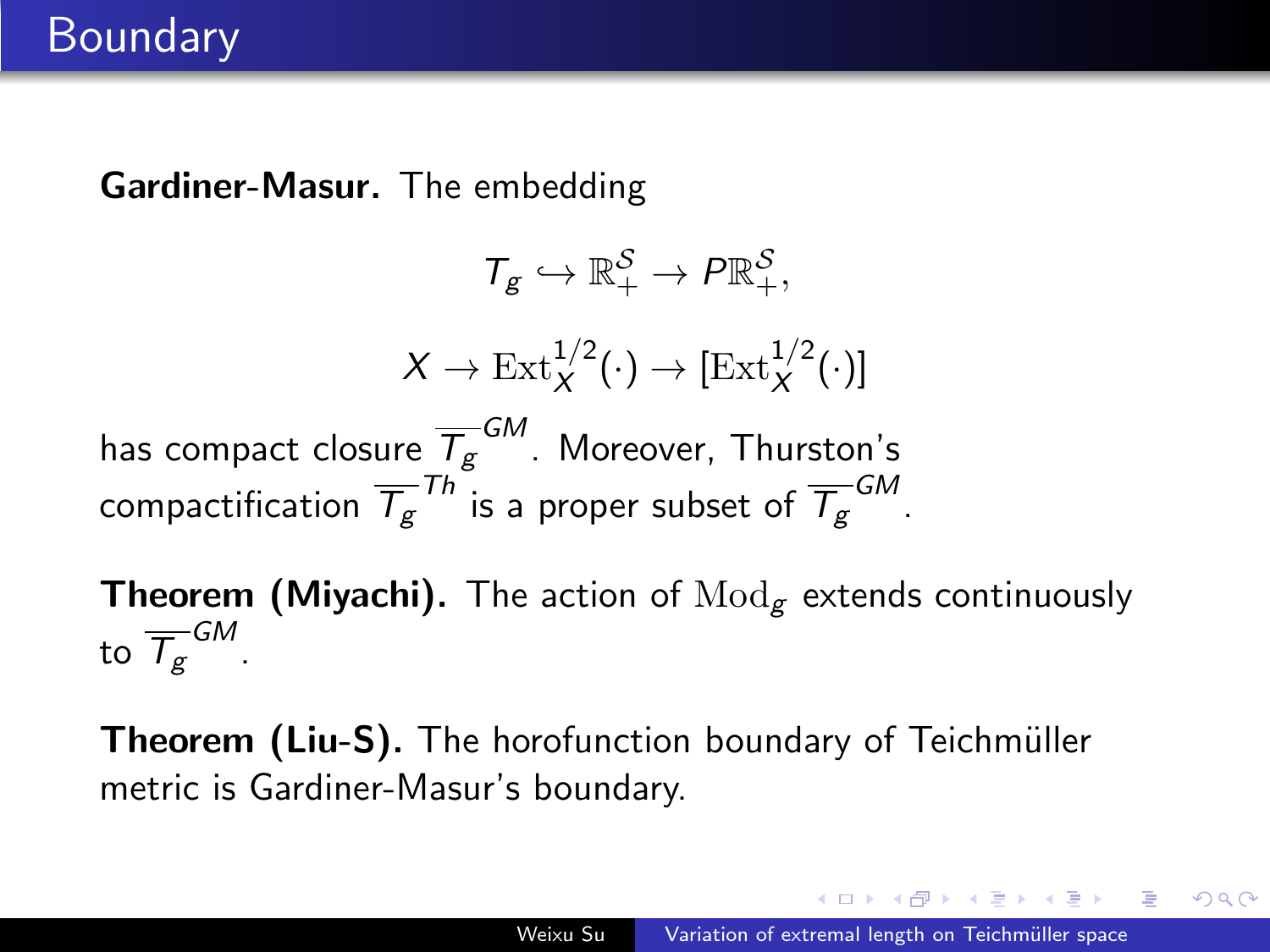# Boundary

**Gardiner-Masur.** The embedding

$$T_g \hookrightarrow \mathbb{R}_+^{\mathcal{S}} \to P\mathbb{R}_+^{\mathcal{S}},$$

$$X \to \mathrm{Ext}_X^{1/2}(\cdot) \to [\mathrm{Ext}_X^{1/2}(\cdot)]$$

has compact closure $\overline{T_g}^{GM}$. Moreover, Thurston's compactification $\overline{T_g}^{Th}$ is a proper subset of $\overline{T_g}^{GM}$.

**Theorem (Miyachi).** The action of $\mathrm{Mod}_g$ extends continuously to $\overline{T_g}^{GM}$.

**Theorem (Liu-S).** The horofunction boundary of Teichmüller metric is Gardiner-Masur's boundary.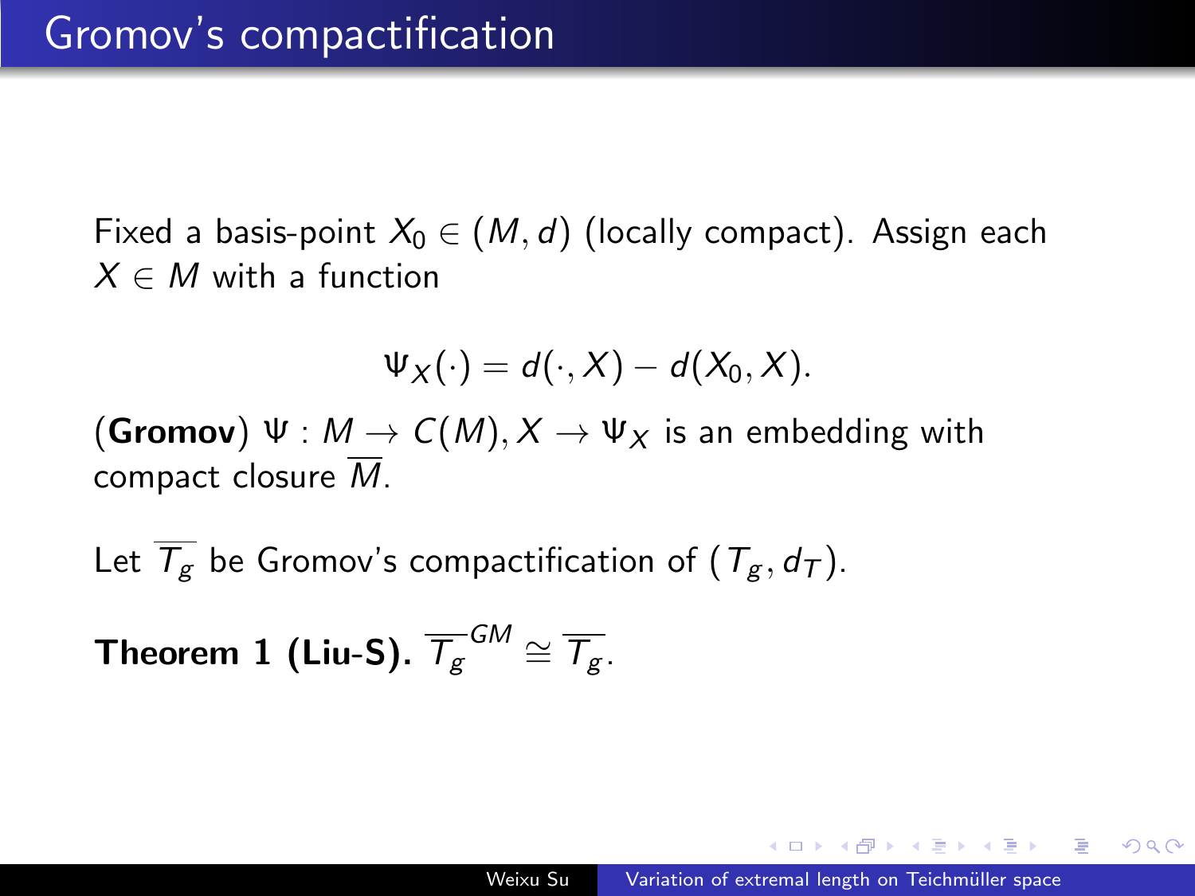# Gromov's compactification

Fixed a basis-point $X_0 \in (M, d)$ (locally compact). Assign each $X \in M$ with a function

$$\Psi_X(\cdot) = d(\cdot, X) - d(X_0, X).$$

(**Gromov**) $\Psi : M \to C(M), X \to \Psi_X$ is an embedding with compact closure $\overline{M}$.

Let $\overline{T_g}$ be Gromov's compactification of $(T_g, d_T)$.

**Theorem 1 (Liu-S).** $\overline{T_g}^{GM} \cong \overline{T_g}$.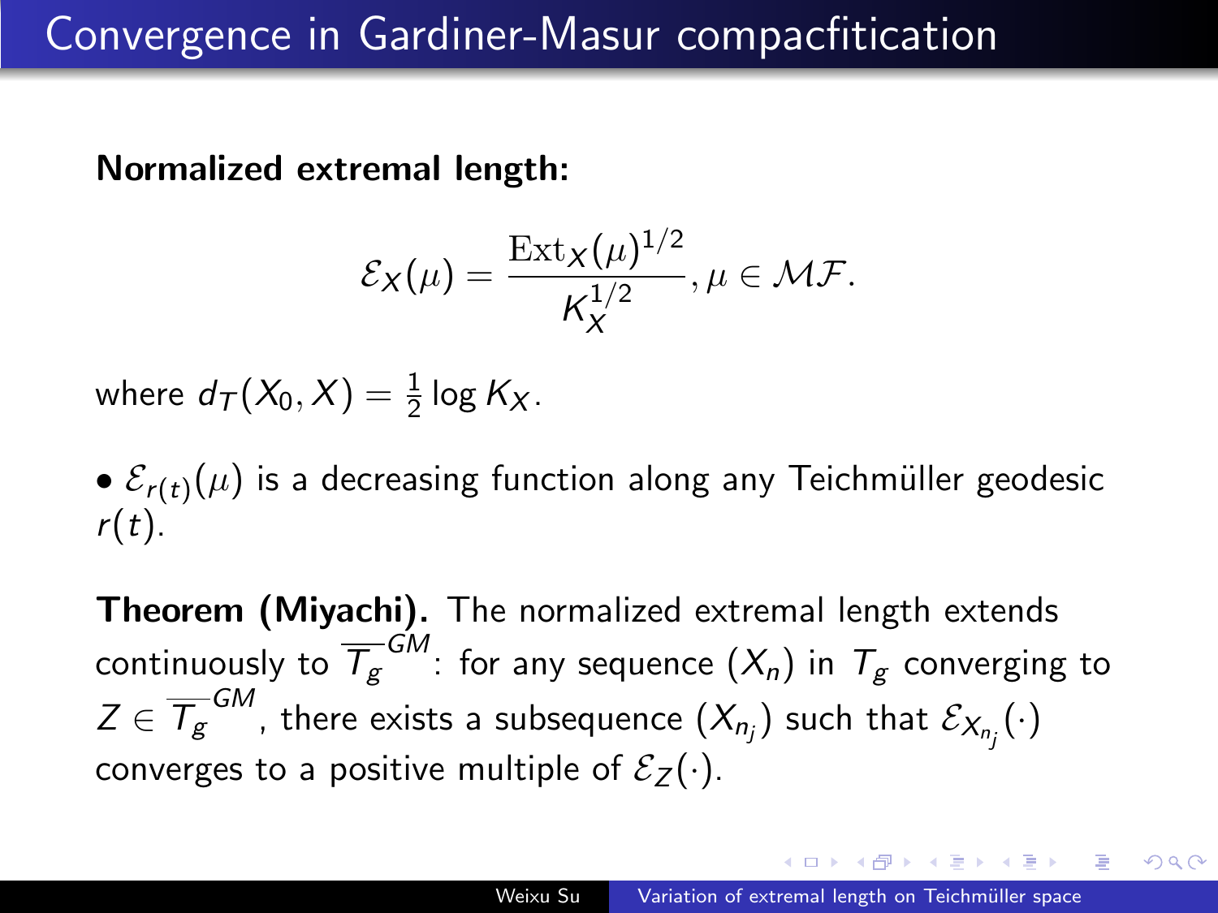# Convergence in Gardiner-Masur compacfitication

**Normalized extremal length:**

$$\mathcal{E}_X(\mu) = \frac{\mathrm{Ext}_X(\mu)^{1/2}}{K_X^{1/2}}, \mu \in \mathcal{MF}.$$

where $d_T(X_0, X) = \frac{1}{2} \log K_X$.

- $\mathcal{E}_{r(t)}(\mu)$ is a decreasing function along any Teichmüller geodesic $r(t)$.

**Theorem (Miyachi).** The normalized extremal length extends continuously to $\overline{T_g}^{GM}$: for any sequence $(X_n)$ in $T_g$ converging to $Z \in \overline{T_g}^{GM}$, there exists a subsequence $(X_{n_j})$ such that $\mathcal{E}_{X_{n_j}}(\cdot)$ converges to a positive multiple of $\mathcal{E}_Z(\cdot)$.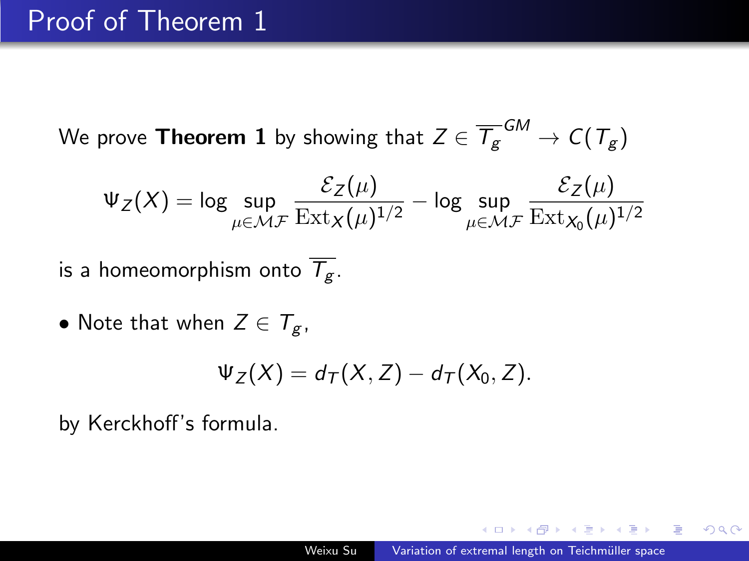# Proof of Theorem 1

We prove **Theorem 1** by showing that $Z \in \overline{T_g}^{GM} \to C(T_g)$

$$\Psi_Z(X) = \log \sup_{\mu \in \mathcal{MF}} \frac{\mathcal{E}_Z(\mu)}{\mathrm{Ext}_X(\mu)^{1/2}} - \log \sup_{\mu \in \mathcal{MF}} \frac{\mathcal{E}_Z(\mu)}{\mathrm{Ext}_{X_0}(\mu)^{1/2}}$$

is a homeomorphism onto $\overline{T_g}$.

- Note that when $Z \in T_g$,

$$\Psi_Z(X) = d_T(X, Z) - d_T(X_0, Z).$$

by Kerckhoff's formula.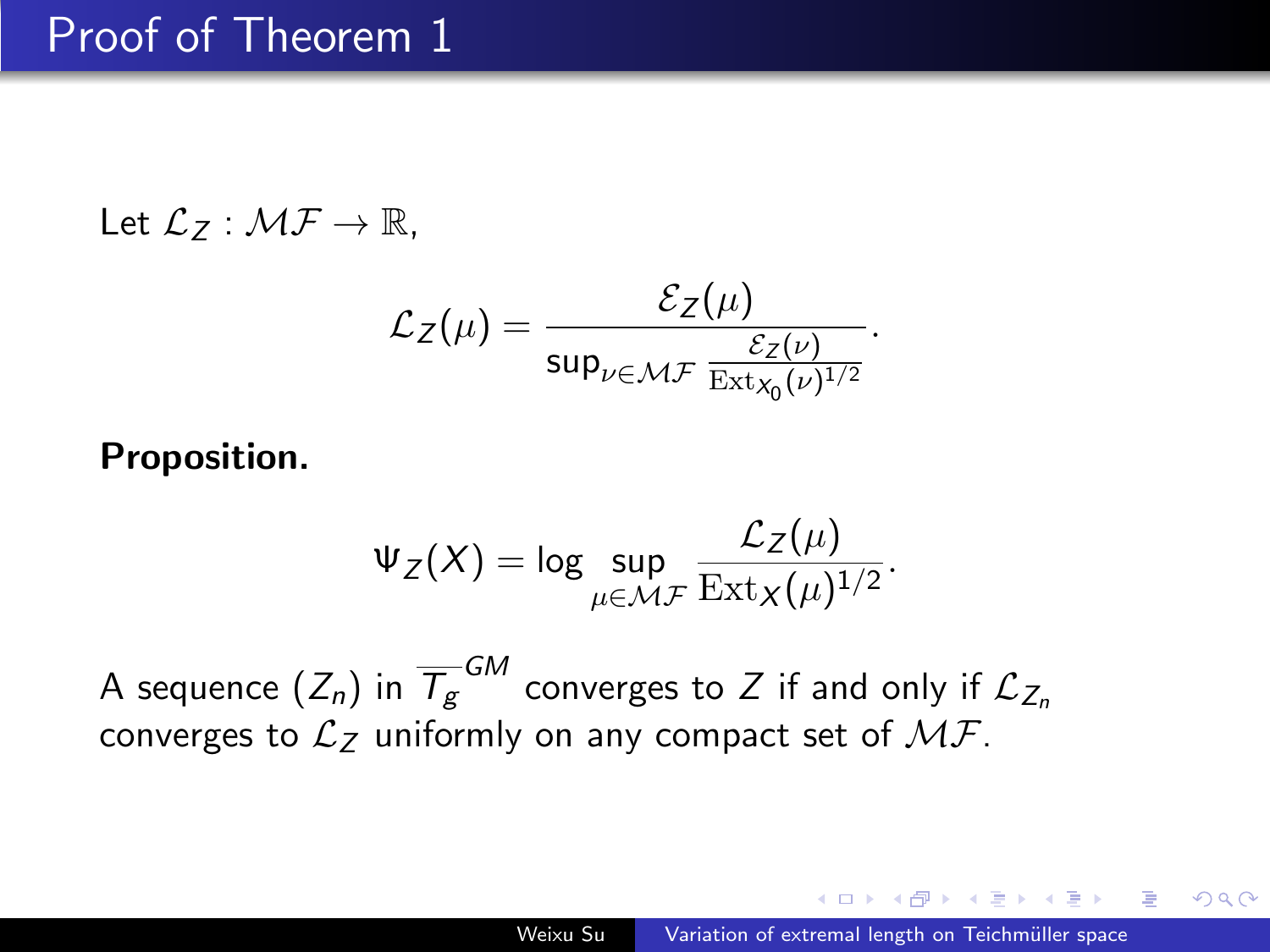# Proof of Theorem 1

Let $\mathcal{L}_Z : \mathcal{MF} \to \mathbb{R}$,

$$\mathcal{L}_Z(\mu) = \frac{\mathcal{E}_Z(\mu)}{\sup_{\nu \in \mathcal{MF}} \frac{\mathcal{E}_Z(\nu)}{\mathrm{Ext}_{X_0}(\nu)^{1/2}}}.$$

**Proposition.**

$$\Psi_Z(X) = \log \sup_{\mu \in \mathcal{MF}} \frac{\mathcal{L}_Z(\mu)}{\mathrm{Ext}_X(\mu)^{1/2}}.$$

A sequence $(Z_n)$ in $\overline{T_g}^{GM}$ converges to $Z$ if and only if $\mathcal{L}_{Z_n}$ converges to $\mathcal{L}_Z$ uniformly on any compact set of $\mathcal{MF}$.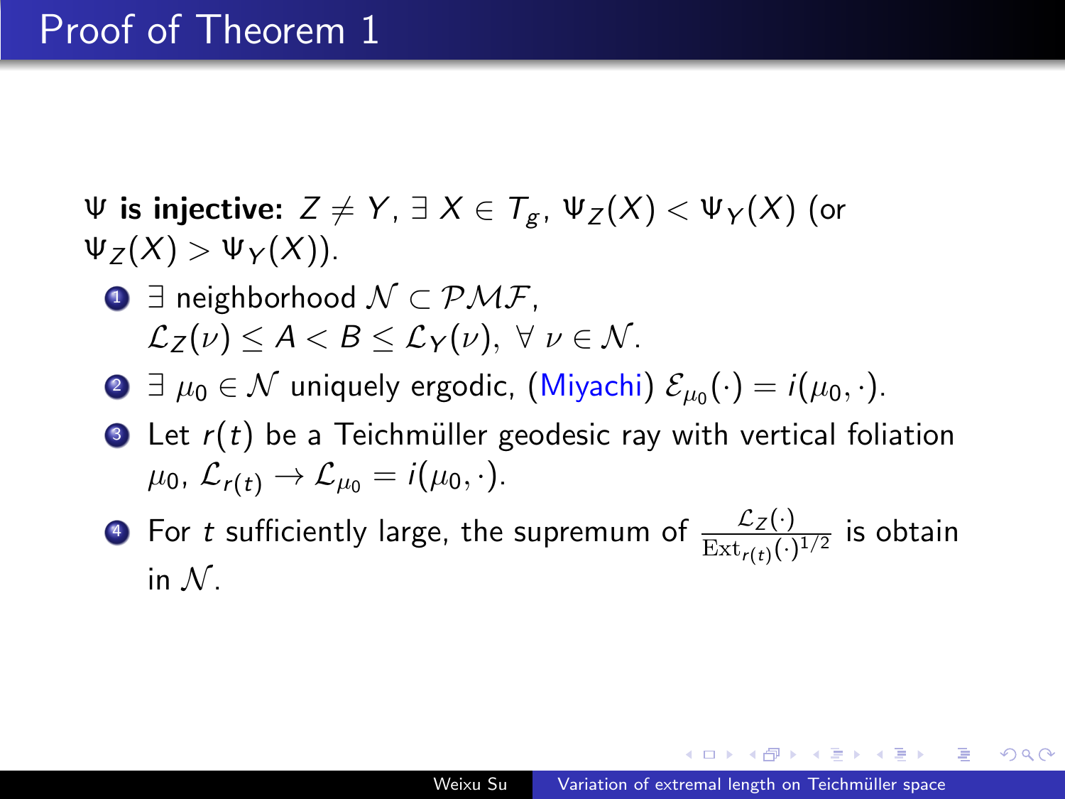# Proof of Theorem 1

**$\Psi$ is injective:** $Z \neq Y$, $\exists\, X \in T_g$, $\Psi_Z(X) < \Psi_Y(X)$ (or $\Psi_Z(X) > \Psi_Y(X)$).

1. $\exists$ neighborhood $\mathcal{N} \subset \mathcal{PMF}$, $\mathcal{L}_Z(\nu) \leq A < B \leq \mathcal{L}_Y(\nu)$, $\forall\, \nu \in \mathcal{N}$.
2. $\exists\, \mu_0 \in \mathcal{N}$ uniquely ergodic, (Miyachi) $\mathcal{E}_{\mu_0}(\cdot) = i(\mu_0, \cdot)$.
3. Let $r(t)$ be a Teichmüller geodesic ray with vertical foliation $\mu_0$, $\mathcal{L}_{r(t)} \to \mathcal{L}_{\mu_0} = i(\mu_0, \cdot)$.
4. For $t$ sufficiently large, the supremum of $\frac{\mathcal{L}_Z(\cdot)}{\mathrm{Ext}_{r(t)}(\cdot)^{1/2}}$ is obtain in $\mathcal{N}$.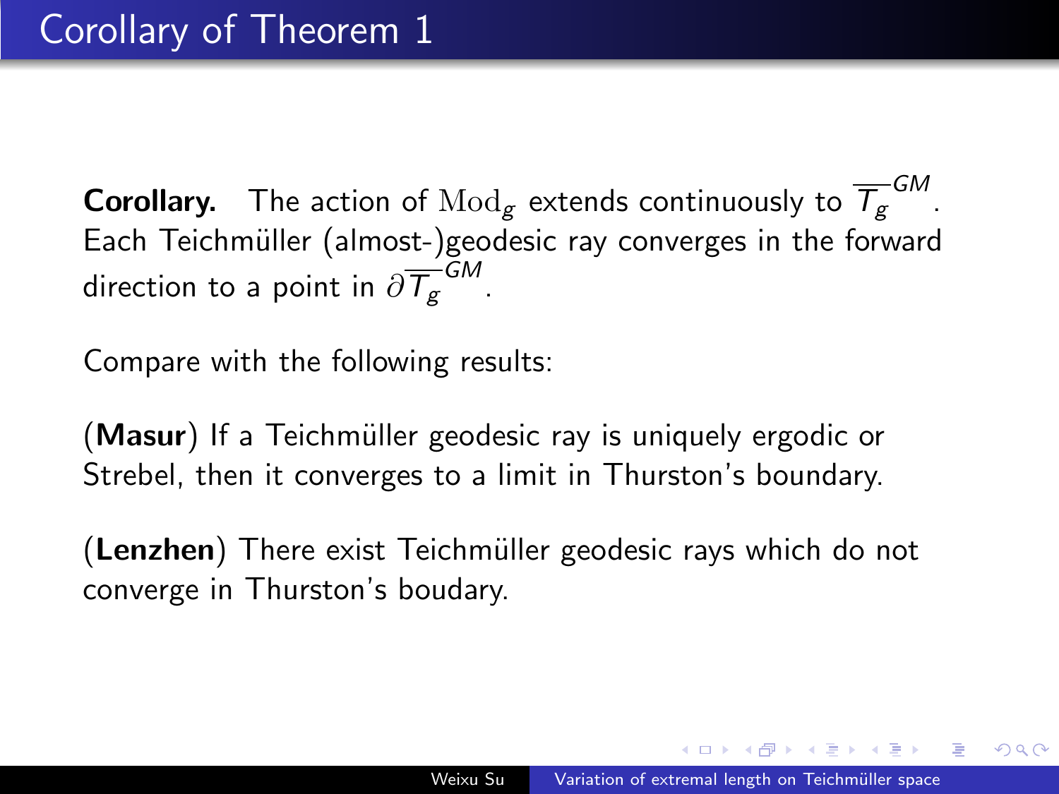# Corollary of Theorem 1

**Corollary.** The action of $\mathrm{Mod}_g$ extends continuously to $\overline{T_g}^{GM}$. Each Teichmüller (almost-)geodesic ray converges in the forward direction to a point in $\partial\overline{T_g}^{GM}$.

Compare with the following results:

(**Masur**) If a Teichmüller geodesic ray is uniquely ergodic or Strebel, then it converges to a limit in Thurston's boundary.

(**Lenzhen**) There exist Teichmüller geodesic rays which do not converge in Thurston's boudary.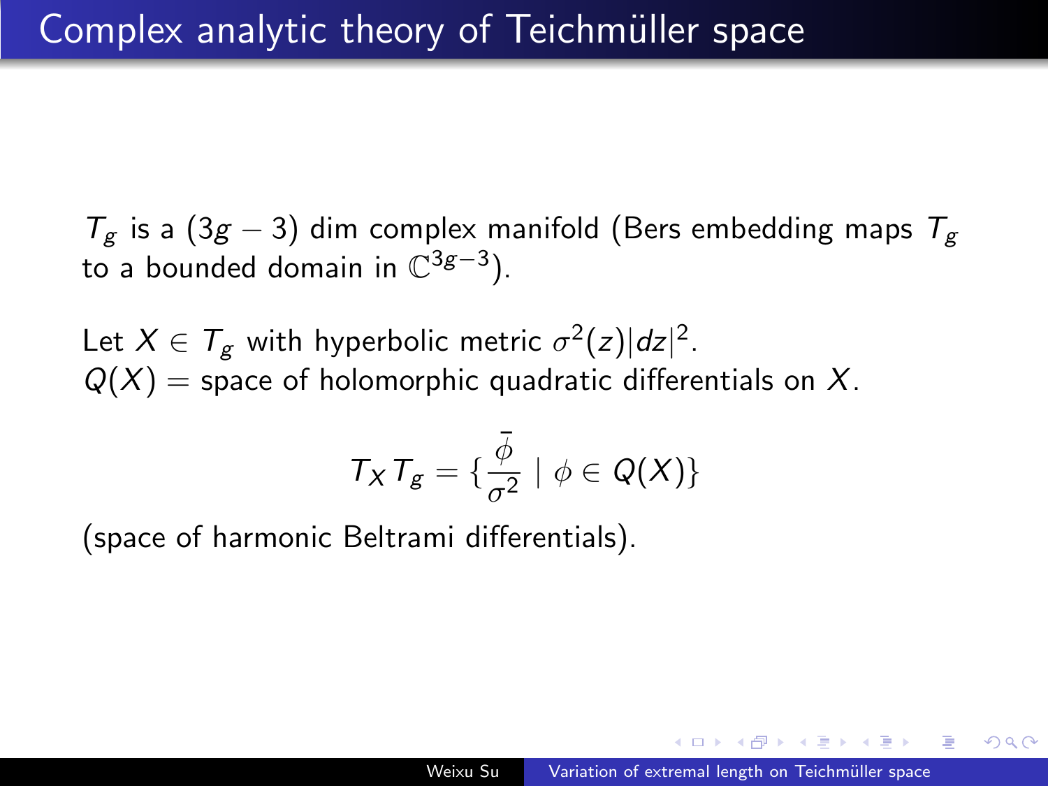# Complex analytic theory of Teichmüller space

$T_g$ is a $(3g-3)$ dim complex manifold (Bers embedding maps $T_g$ to a bounded domain in $\mathbb{C}^{3g-3}$).

Let $X \in T_g$ with hyperbolic metric $\sigma^2(z)|dz|^2$.
$Q(X)$ = space of holomorphic quadratic differentials on $X$.

$$T_X T_g = \{\frac{\bar{\phi}}{\sigma^2} \mid \phi \in Q(X)\}$$

(space of harmonic Beltrami differentials).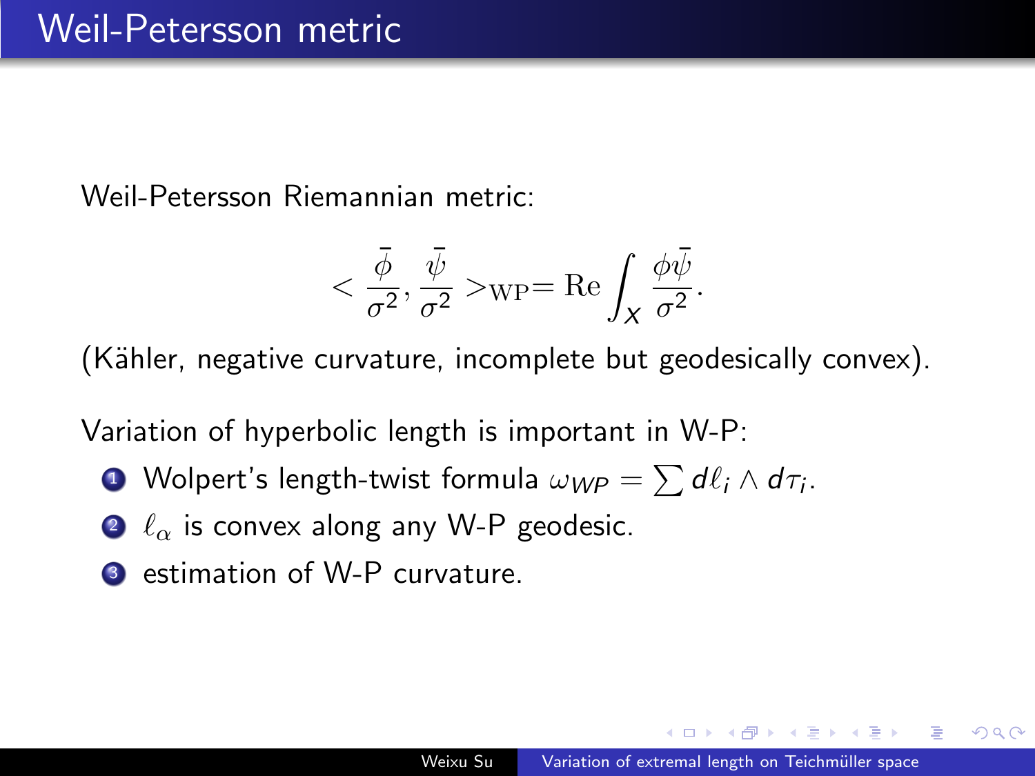# Weil-Petersson metric

Weil-Petersson Riemannian metric:

$$< \frac{\bar{\phi}}{\sigma^2}, \frac{\bar{\psi}}{\sigma^2} >_{\mathrm{WP}} = \mathrm{Re} \int_X \frac{\phi\bar{\psi}}{\sigma^2}.$$

(Kähler, negative curvature, incomplete but geodesically convex).

Variation of hyperbolic length is important in W-P:

1. Wolpert's length-twist formula $\omega_{WP} = \sum d\ell_i \wedge d\tau_i$.
2. $\ell_\alpha$ is convex along any W-P geodesic.
3. estimation of W-P curvature.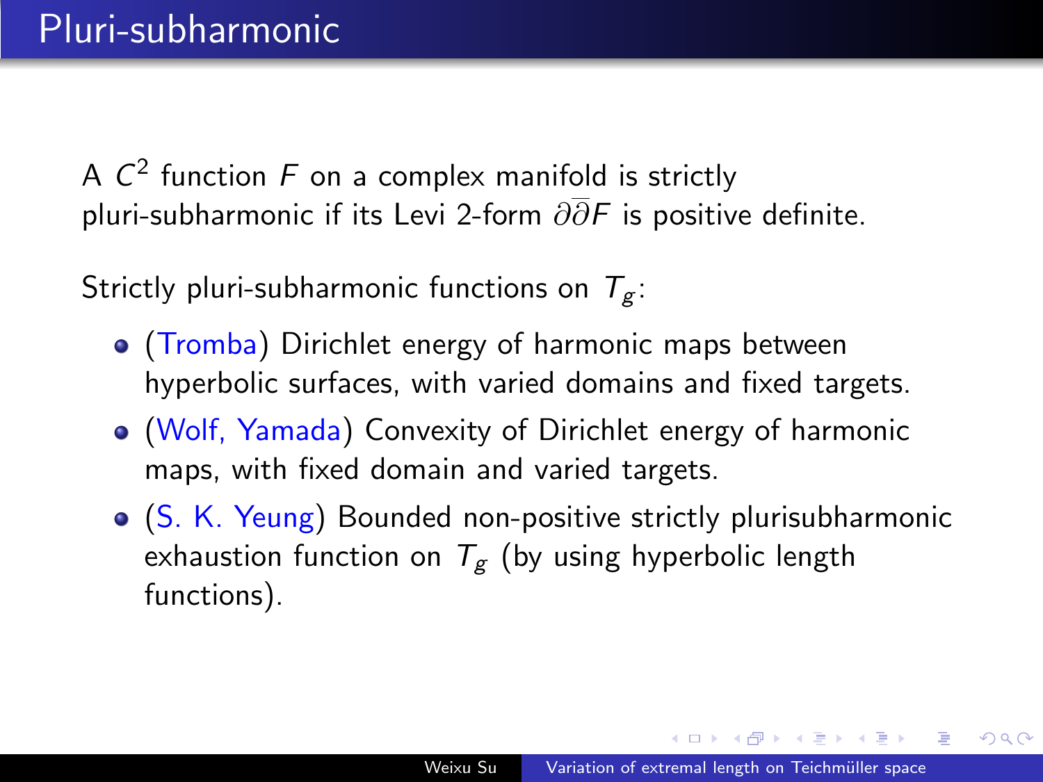# Pluri-subharmonic

A $C^2$ function $F$ on a complex manifold is strictly pluri-subharmonic if its Levi 2-form $\partial\overline{\partial}F$ is positive definite.

Strictly pluri-subharmonic functions on $T_g$:

- (Tromba) Dirichlet energy of harmonic maps between hyperbolic surfaces, with varied domains and fixed targets.
- (Wolf, Yamada) Convexity of Dirichlet energy of harmonic maps, with fixed domain and varied targets.
- (S. K. Yeung) Bounded non-positive strictly plurisubharmonic exhaustion function on $T_g$ (by using hyperbolic length functions).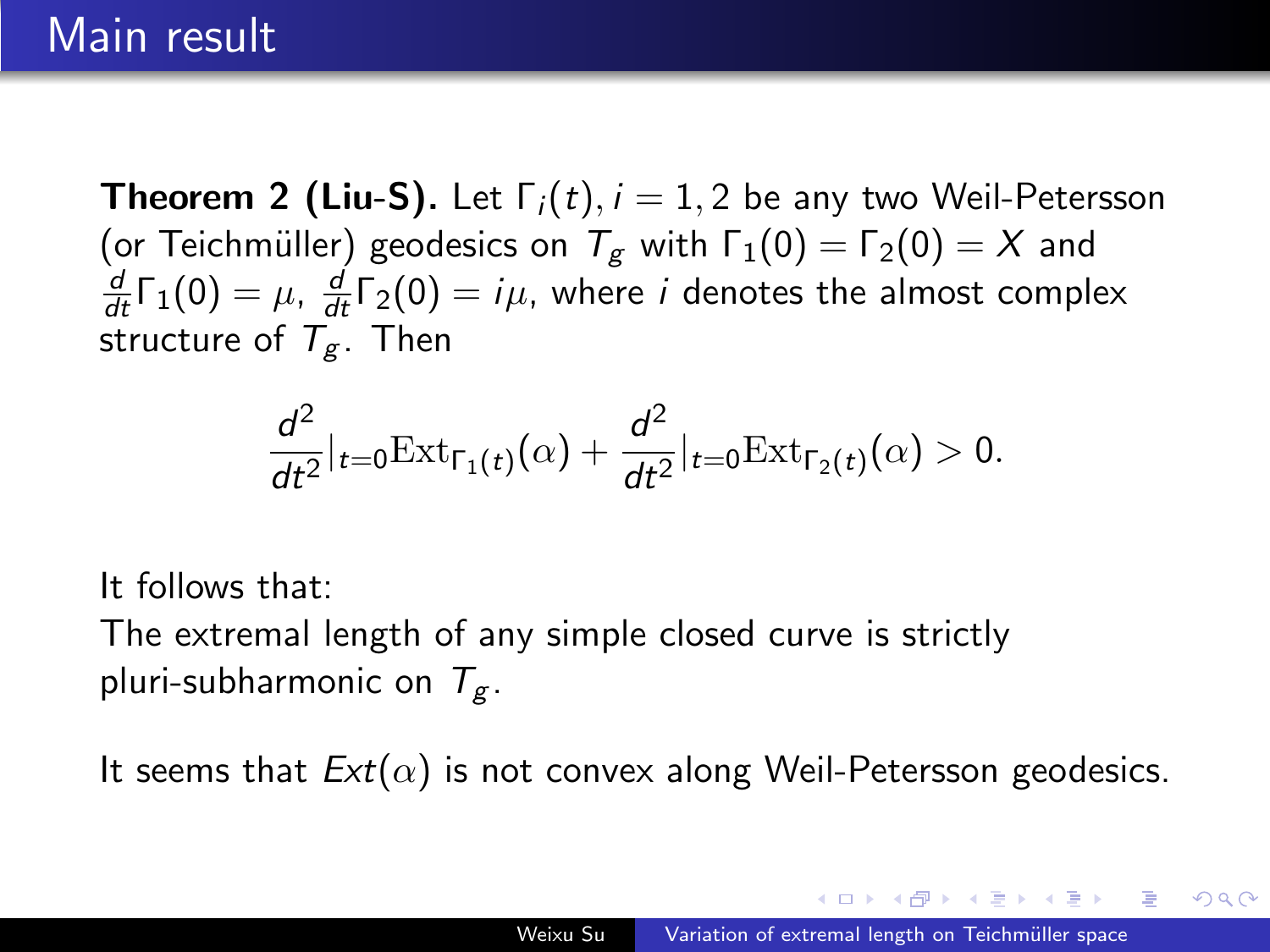# Main result

**Theorem 2 (Liu-S).** Let $\Gamma_i(t), i = 1, 2$ be any two Weil-Petersson (or Teichmüller) geodesics on $T_g$ with $\Gamma_1(0) = \Gamma_2(0) = X$ and $\frac{d}{dt}\Gamma_1(0) = \mu$, $\frac{d}{dt}\Gamma_2(0) = i\mu$, where $i$ denotes the almost complex structure of $T_g$. Then

$$\frac{d^2}{dt^2}|_{t=0}\mathrm{Ext}_{\Gamma_1(t)}(\alpha) + \frac{d^2}{dt^2}|_{t=0}\mathrm{Ext}_{\Gamma_2(t)}(\alpha) > 0.$$

It follows that:
The extremal length of any simple closed curve is strictly pluri-subharmonic on $T_g$.

It seems that $Ext(\alpha)$ is not convex along Weil-Petersson geodesics.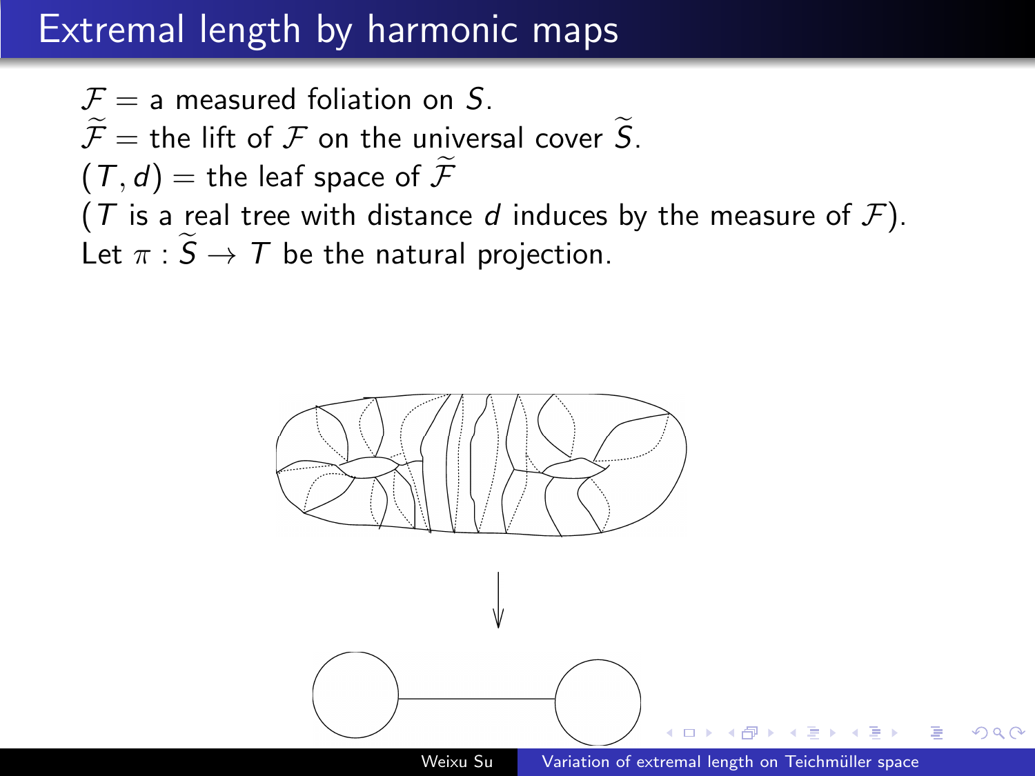# Extremal length by harmonic maps

$\mathcal{F}$ = a measured foliation on $S$.
$\widetilde{\mathcal{F}}$ = the lift of $\mathcal{F}$ on the universal cover $\widetilde{S}$.
$(T, d)$ = the leaf space of $\widetilde{\mathcal{F}}$
($T$ is a real tree with distance $d$ induces by the measure of $\mathcal{F}$).
Let $\pi : \widetilde{S} \to T$ be the natural projection.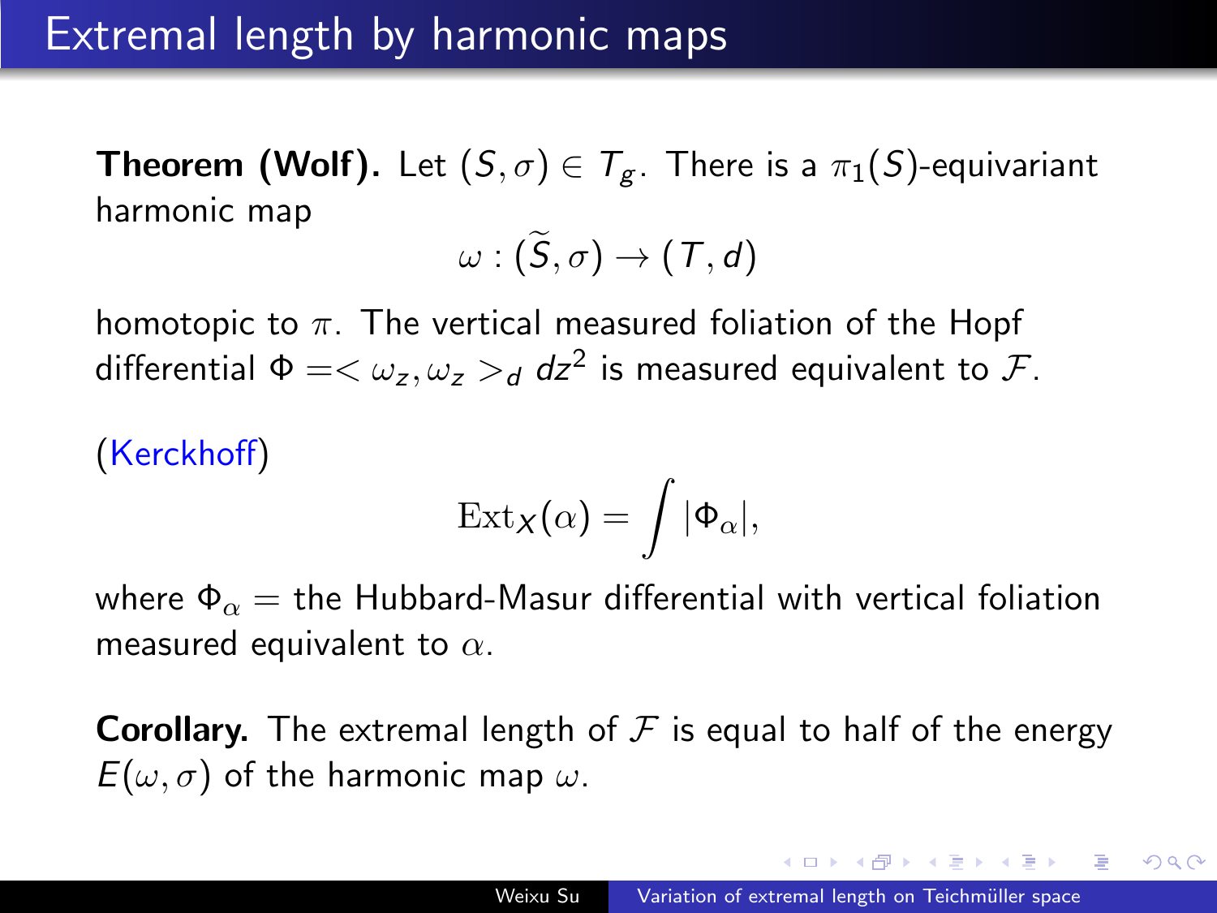# Extremal length by harmonic maps

**Theorem (Wolf).** Let $(S, \sigma) \in T_g$. There is a $\pi_1(S)$-equivariant harmonic map

$$\omega : (\widetilde{S}, \sigma) \to (T, d)$$

homotopic to $\pi$. The vertical measured foliation of the Hopf differential $\Phi = < \omega_z, \omega_z >_d dz^2$ is measured equivalent to $\mathcal{F}$.

(Kerckhoff)

$$\mathrm{Ext}_X(\alpha) = \int |\Phi_\alpha|,$$

where $\Phi_\alpha$ = the Hubbard-Masur differential with vertical foliation measured equivalent to $\alpha$.

**Corollary.** The extremal length of $\mathcal{F}$ is equal to half of the energy $E(\omega, \sigma)$ of the harmonic map $\omega$.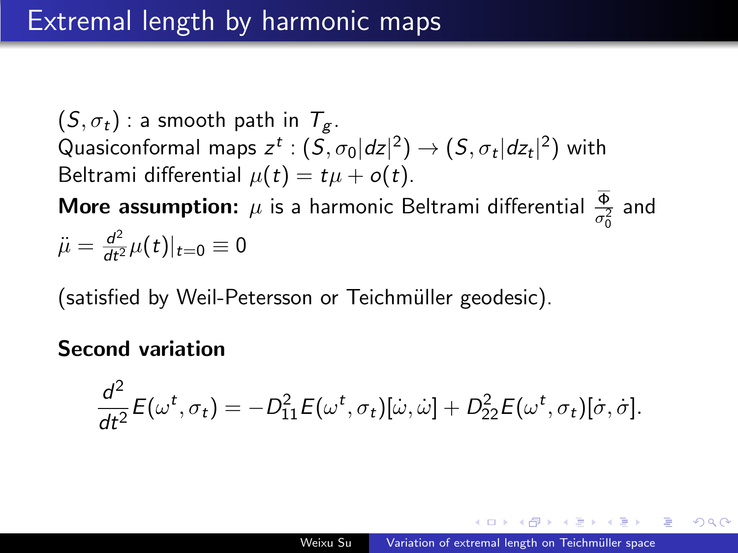# Extremal length by harmonic maps

$(S, \sigma_t)$ : a smooth path in $T_g$.
Quasiconformal maps $z^t : (S, \sigma_0 |dz|^2) \to (S, \sigma_t |dz_t|^2)$ with Beltrami differential $\mu(t) = t\mu + o(t)$.

**More assumption:** $\mu$ is a harmonic Beltrami differential $\frac{\overline{\Phi}}{\sigma_0^2}$ and $\ddot{\mu} = \frac{d^2}{dt^2}\mu(t)|_{t=0} \equiv 0$

(satisfied by Weil-Petersson or Teichmüller geodesic).

**Second variation**

$$\frac{d^2}{dt^2} E(\omega^t, \sigma_t) = -D_{11}^2 E(\omega^t, \sigma_t)[\dot{\omega}, \dot{\omega}] + D_{22}^2 E(\omega^t, \sigma_t)[\dot{\sigma}, \dot{\sigma}].$$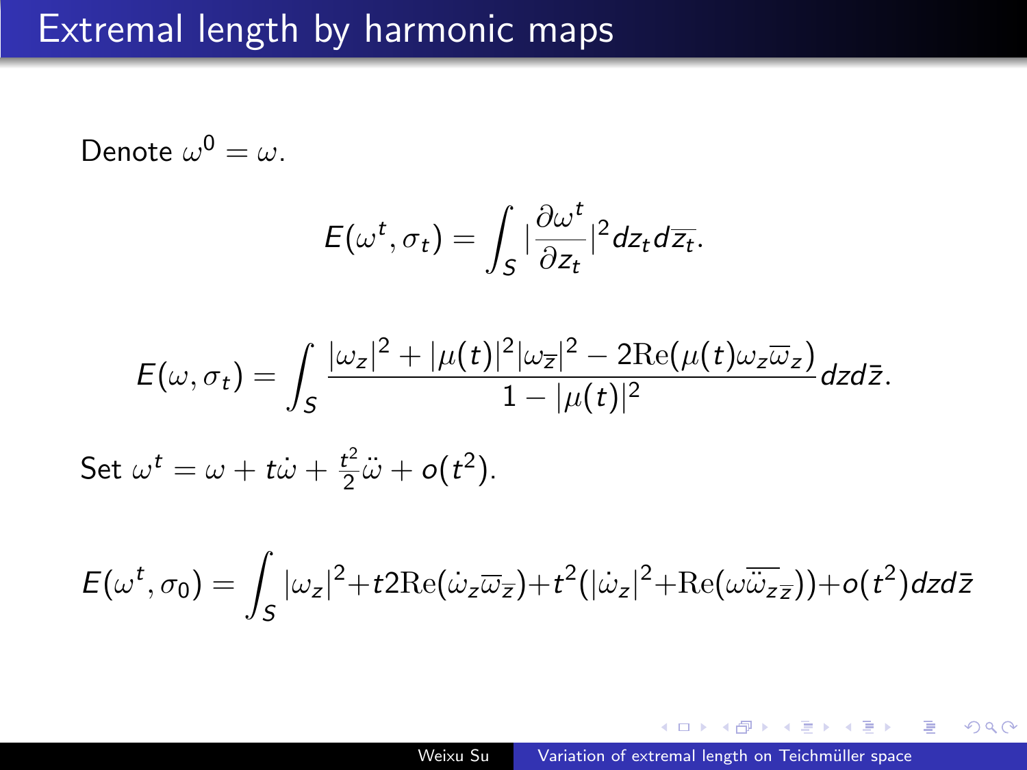# Extremal length by harmonic maps

Denote $\omega^0 = \omega$.

$$E(\omega^t, \sigma_t) = \int_S |\frac{\partial \omega^t}{\partial z_t}|^2 dz_t d\overline{z_t}.$$

$$E(\omega, \sigma_t) = \int_S \frac{|\omega_z|^2 + |\mu(t)|^2 |\omega_{\overline{z}}|^2 - 2\mathrm{Re}(\mu(t)\omega_z \overline{\omega}_z)}{1 - |\mu(t)|^2} dz d\bar{z}.$$

Set $\omega^t = \omega + t\dot{\omega} + \frac{t^2}{2}\ddot{\omega} + o(t^2)$.

$$E(\omega^t, \sigma_0) = \int_S |\omega_z|^2 + t2\mathrm{Re}(\dot{\omega}_z \overline{\omega_{\overline{z}}}) + t^2(|\dot{\omega}_z|^2 + \mathrm{Re}(\omega \overline{\ddot{\omega}_{z\overline{z}}})) + o(t^2) dz d\bar{z}$$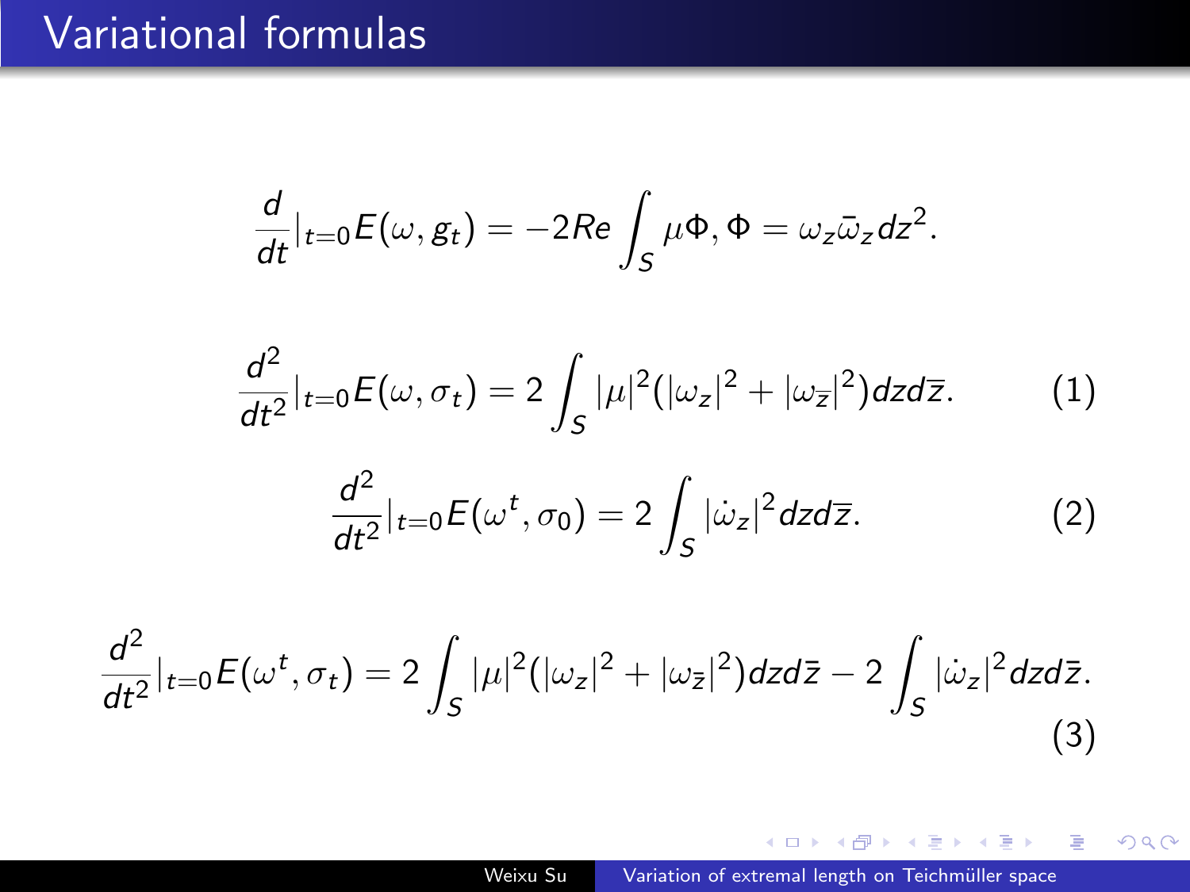# Variational formulas

$$\frac{d}{dt}|_{t=0}E(\omega, g_t) = -2Re\int_S \mu\Phi, \Phi = \omega_z\bar{\omega}_z dz^2.$$

$$\frac{d^2}{dt^2}|_{t=0}E(\omega, \sigma_t) = 2\int_S |\mu|^2(|\omega_z|^2 + |\omega_{\bar{z}}|^2)dzd\bar{z}. \tag{1}$$

$$\frac{d^2}{dt^2}|_{t=0}E(\omega^t, \sigma_0) = 2\int_S |\dot{\omega}_z|^2 dzd\bar{z}. \tag{2}$$

$$\frac{d^2}{dt^2}|_{t=0}E(\omega^t, \sigma_t) = 2\int_S |\mu|^2(|\omega_z|^2 + |\omega_{\bar{z}}|^2)dzd\bar{z} - 2\int_S |\dot{\omega}_z|^2 dzd\bar{z}. \tag{3}$$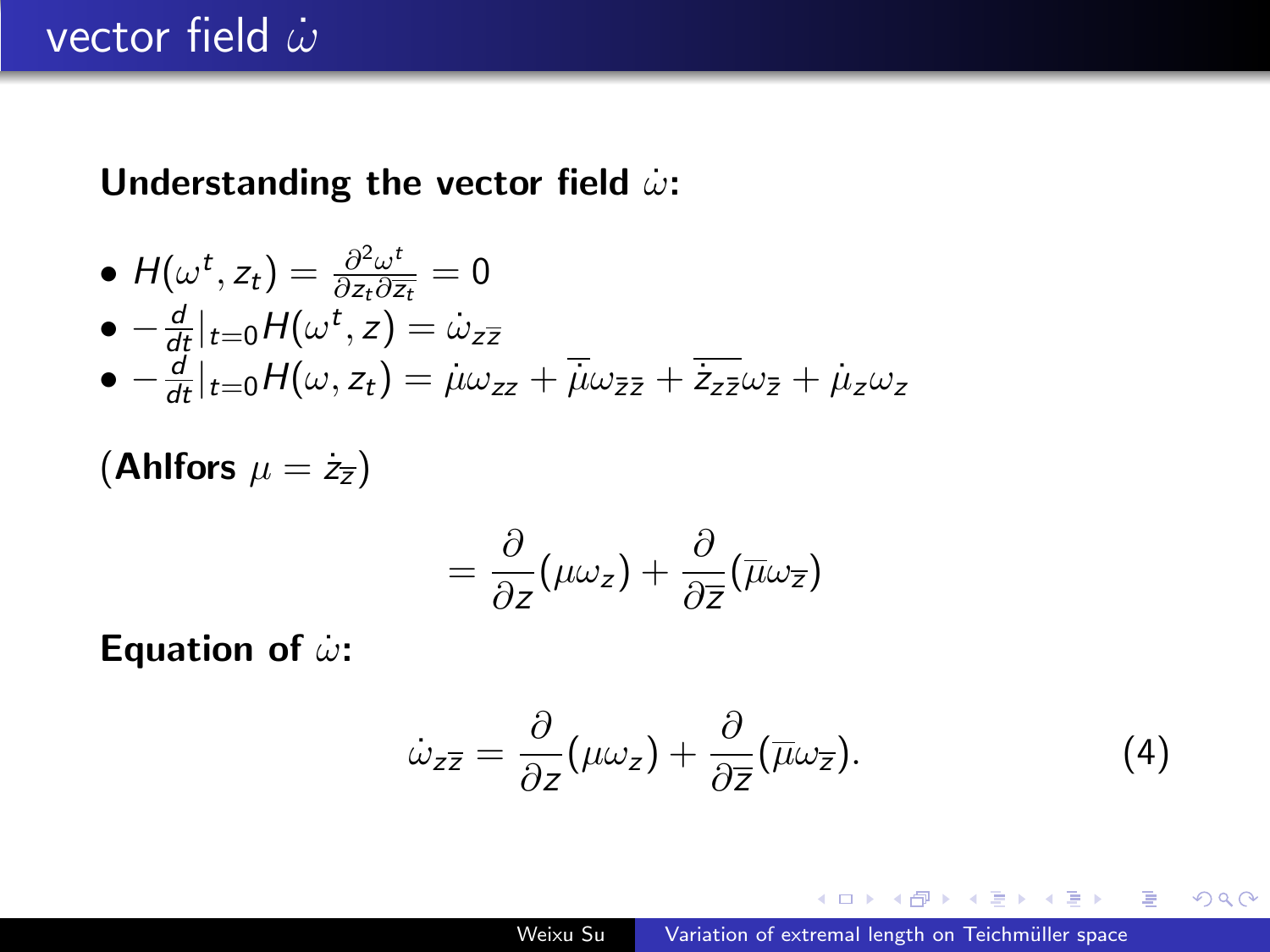# vector field $\dot{\omega}$

**Understanding the vector field $\dot{\omega}$:**

- $H(\omega^t, z_t) = \frac{\partial^2 \omega^t}{\partial z_t \partial \overline{z_t}} = 0$
- $-\frac{d}{dt}|_{t=0} H(\omega^t, z) = \dot{\omega}_{z\overline{z}}$
- $-\frac{d}{dt}|_{t=0} H(\omega, z_t) = \dot{\mu}\omega_{zz} + \overline{\dot{\mu}}\omega_{\overline{z}\overline{z}} + \overline{\dot{z}_{z\overline{z}}}\omega_{\overline{z}} + \dot{\mu}_z \omega_z$

(**Ahlfors** $\mu = \dot{z}_{\overline{z}}$)

$$= \frac{\partial}{\partial z}(\mu \omega_z) + \frac{\partial}{\partial \overline{z}}(\overline{\mu}\omega_{\overline{z}})$$

**Equation of $\dot{\omega}$:**

$$\dot{\omega}_{z\overline{z}} = \frac{\partial}{\partial z}(\mu \omega_z) + \frac{\partial}{\partial \overline{z}}(\overline{\mu}\omega_{\overline{z}}). \tag{4}$$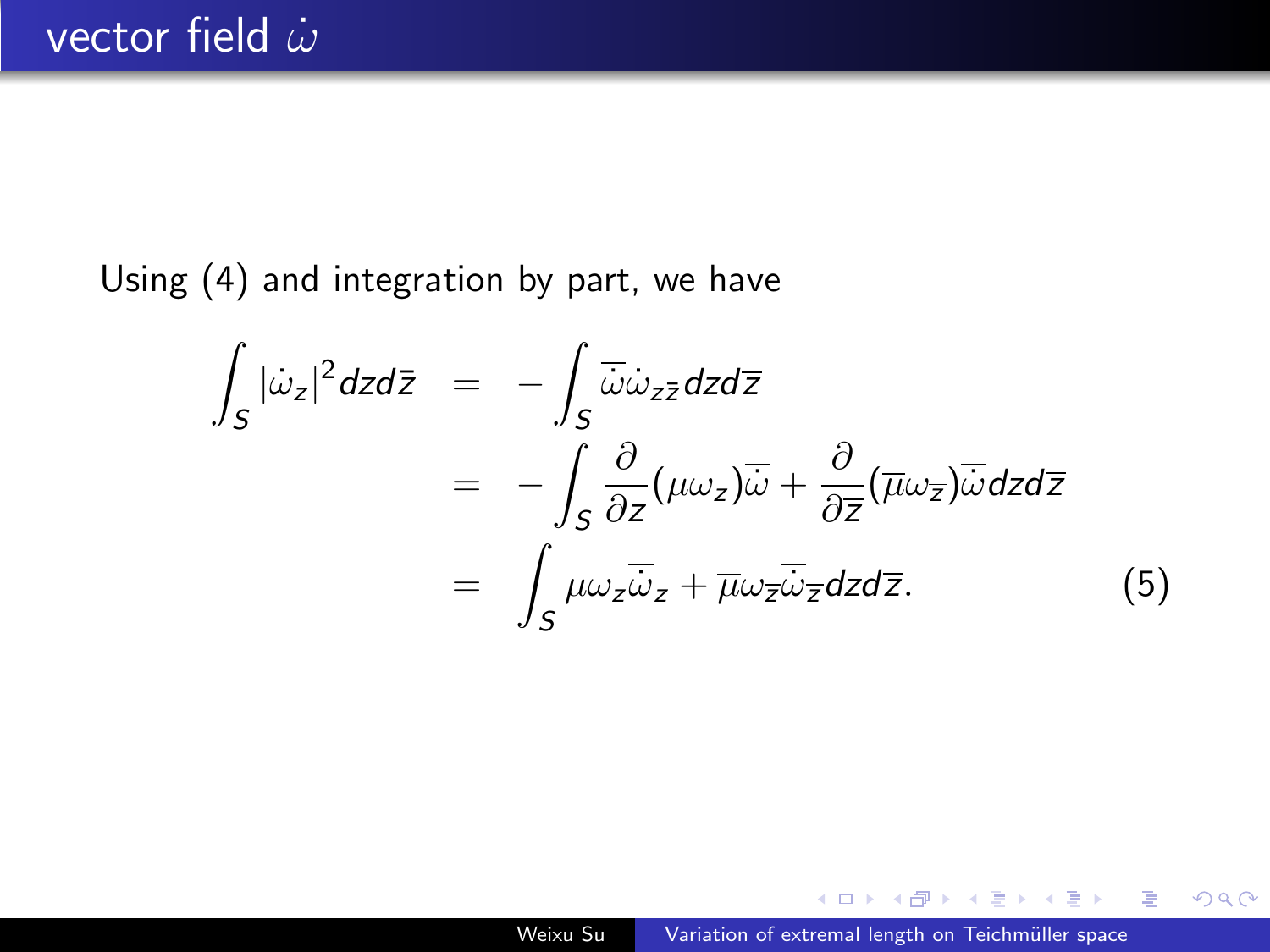## vector field $\dot{\omega}$

Using (4) and integration by part, we have

$$
\begin{aligned}
\int_S |\dot{\omega}_z|^2 dz d\bar{z} &= -\int_S \overline{\dot{\omega}} \dot{\omega}_{z\bar{z}} dz d\overline{z} \\
&= -\int_S \frac{\partial}{\partial z}(\mu \omega_z)\overline{\dot{\omega}} + \frac{\partial}{\partial \overline{z}}(\overline{\mu}\omega_{\overline{z}})\overline{\dot{\omega}} dz d\overline{z} \\
&= \int_S \mu \omega_z \overline{\dot{\omega}}_z + \overline{\mu}\omega_{\overline{z}}\overline{\dot{\omega}}_{\overline{z}} dz d\overline{z}. \qquad (5)
\end{aligned}
$$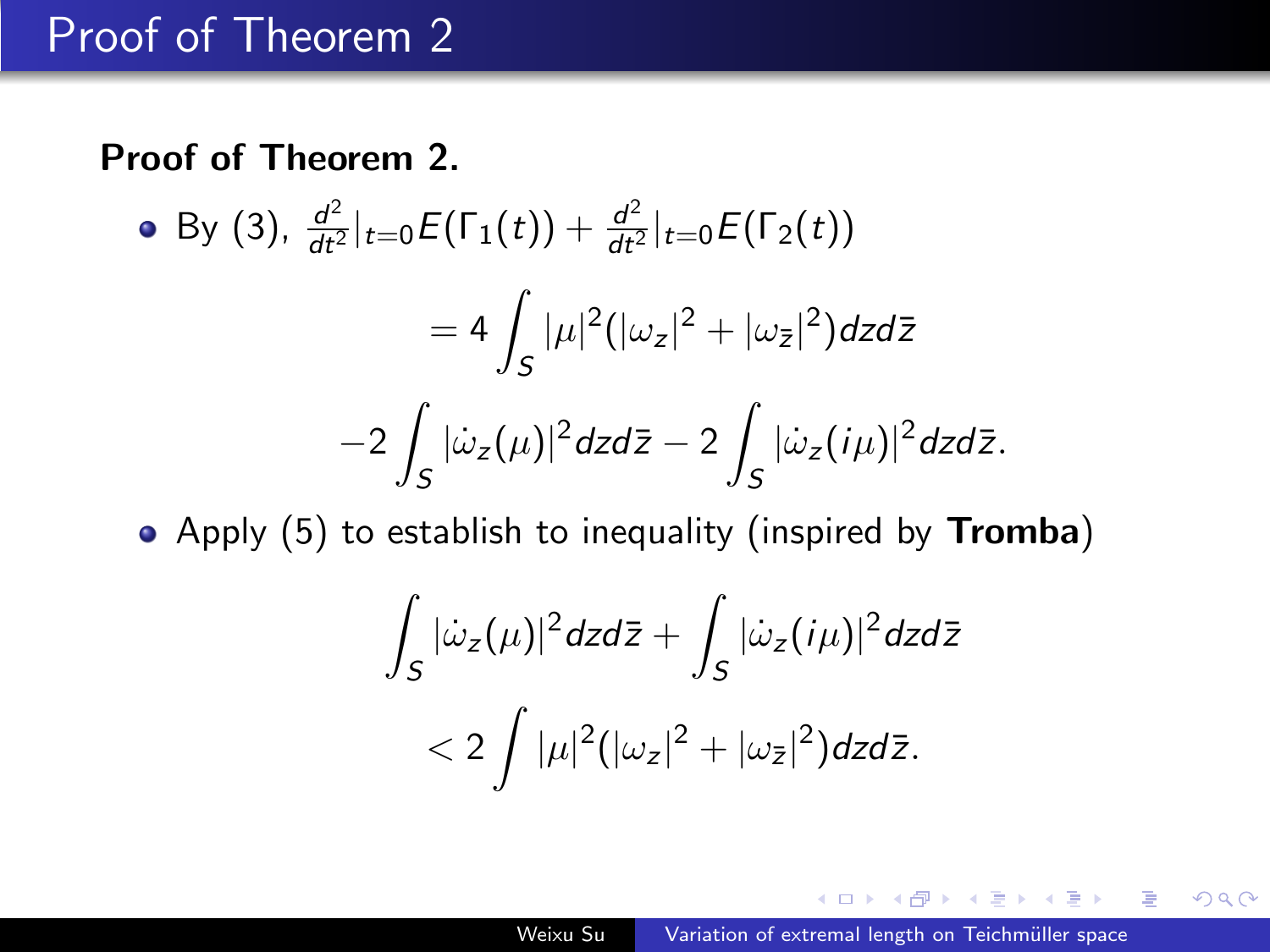# Proof of Theorem 2

**Proof of Theorem 2.**

- By (3), $\frac{d^2}{dt^2}|_{t=0}E(\Gamma_1(t)) + \frac{d^2}{dt^2}|_{t=0}E(\Gamma_2(t))$

$$= 4\int_S |\mu|^2(|\omega_z|^2 + |\omega_{\bar{z}}|^2)dzd\bar{z}$$

$$-2\int_S |\dot{\omega}_z(\mu)|^2 dzd\bar{z} - 2\int_S |\dot{\omega}_z(i\mu)|^2 dzd\bar{z}.$$

- Apply (5) to establish to inequality (inspired by **Tromba**)

$$\int_S |\dot{\omega}_z(\mu)|^2 dzd\bar{z} + \int_S |\dot{\omega}_z(i\mu)|^2 dzd\bar{z}$$

$$< 2\int |\mu|^2(|\omega_z|^2 + |\omega_{\bar{z}}|^2)dzd\bar{z}.$$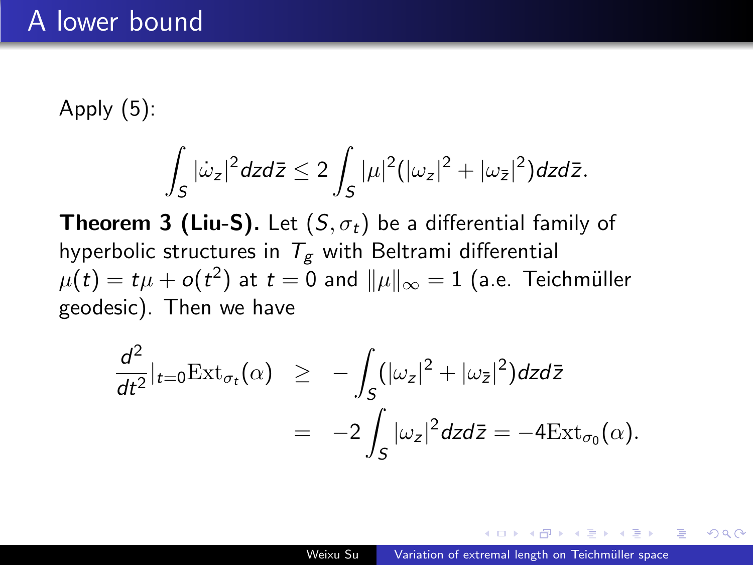# A lower bound

Apply (5):

$$\int_S |\dot{\omega}_z|^2 dz d\bar{z} \leq 2 \int_S |\mu|^2 (|\omega_z|^2 + |\omega_{\bar{z}}|^2) dz d\bar{z}.$$

**Theorem 3 (Liu-S).** Let $(S, \sigma_t)$ be a differential family of hyperbolic structures in $T_g$ with Beltrami differential $\mu(t) = t\mu + o(t^2)$ at $t = 0$ and $\|\mu\|_\infty = 1$ (a.e. Teichmüller geodesic). Then we have

$$\begin{aligned}
\frac{d^2}{dt^2}|_{t=0} \mathrm{Ext}_{\sigma_t}(\alpha) &\geq -\int_S (|\omega_z|^2 + |\omega_{\bar{z}}|^2) dz d\bar{z} \\
&= -2 \int_S |\omega_z|^2 dz d\bar{z} = -4 \mathrm{Ext}_{\sigma_0}(\alpha).
\end{aligned}$$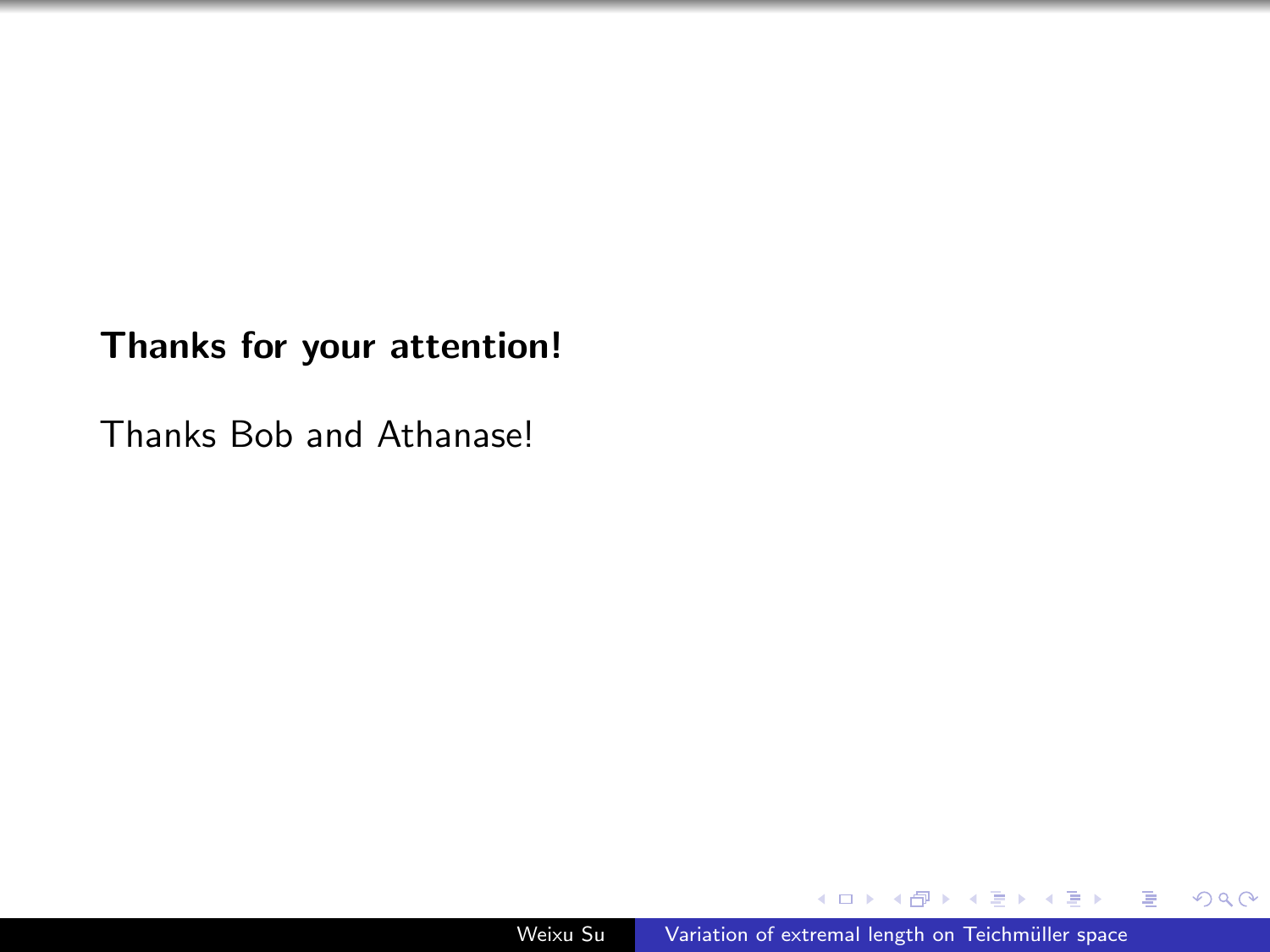**Thanks for your attention!**

Thanks Bob and Athanase!